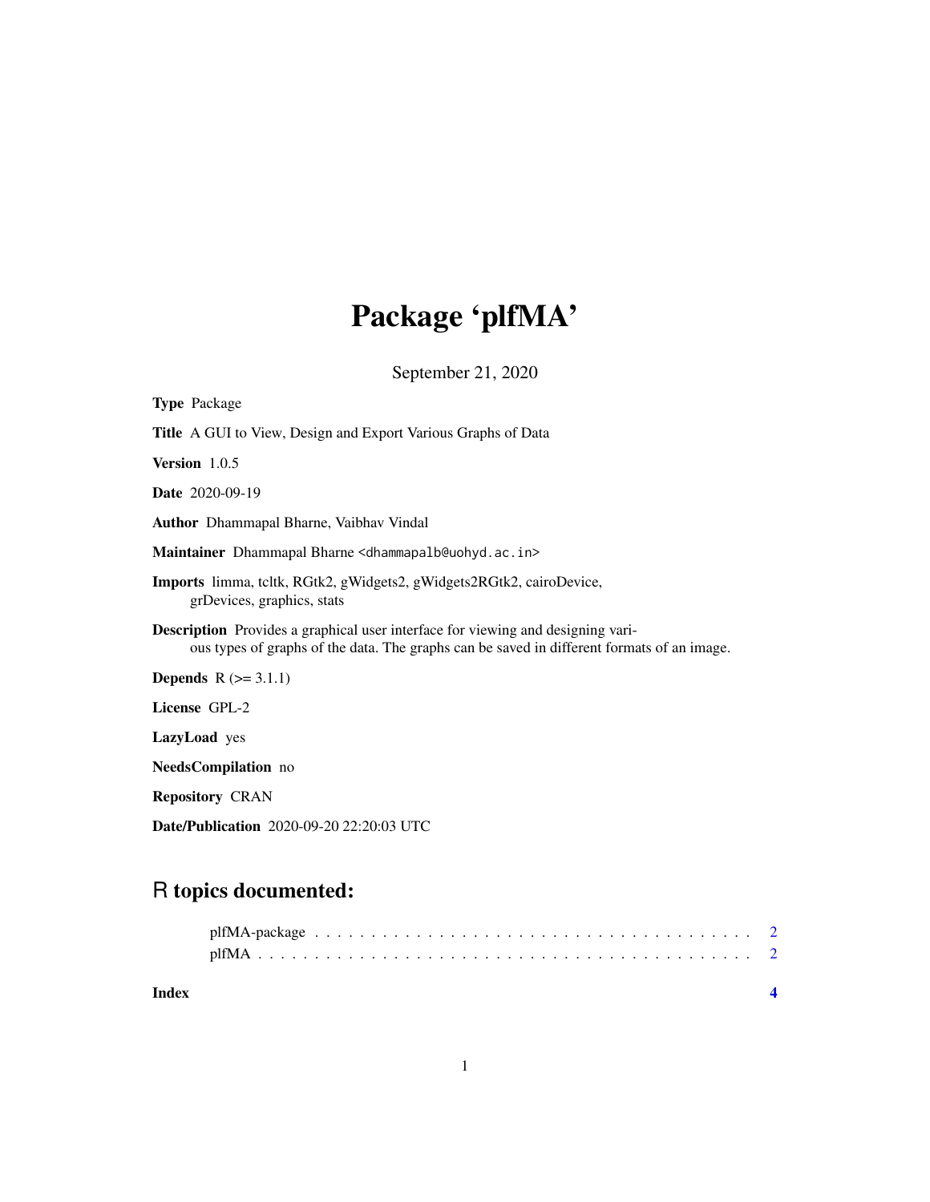# Package 'plfMA'

September 21, 2020

**Type** Package

**Title** A GUI to View, Design and Export Various Graphs of Data

**Version** 1.0.5

**Date** 2020-09-19

**Author** Dhammapal Bharne, Vaibhav Vindal

**Maintainer** Dhammapal Bharne <dhammapalb@uohyd.ac.in>

**Imports** limma, tcltk, RGtk2, gWidgets2, gWidgets2RGtk2, cairoDevice, grDevices, graphics, stats

**Description** Provides a graphical user interface for viewing and designing various types of graphs of the data. The graphs can be saved in different formats of an image.

**Depends** R (>= 3.1.1)

**License** GPL-2

**LazyLoad** yes

**NeedsCompilation** no

**Repository** CRAN

**Date/Publication** 2020-09-20 22:20:03 UTC

## R topics documented:

plfMA-package . . . . . . . . . . . . . . . . . . . . . . . . . . . . . . . . . . . . . . . 2
plfMA . . . . . . . . . . . . . . . . . . . . . . . . . . . . . . . . . . . . . . . . . . . . 2

**Index** **4**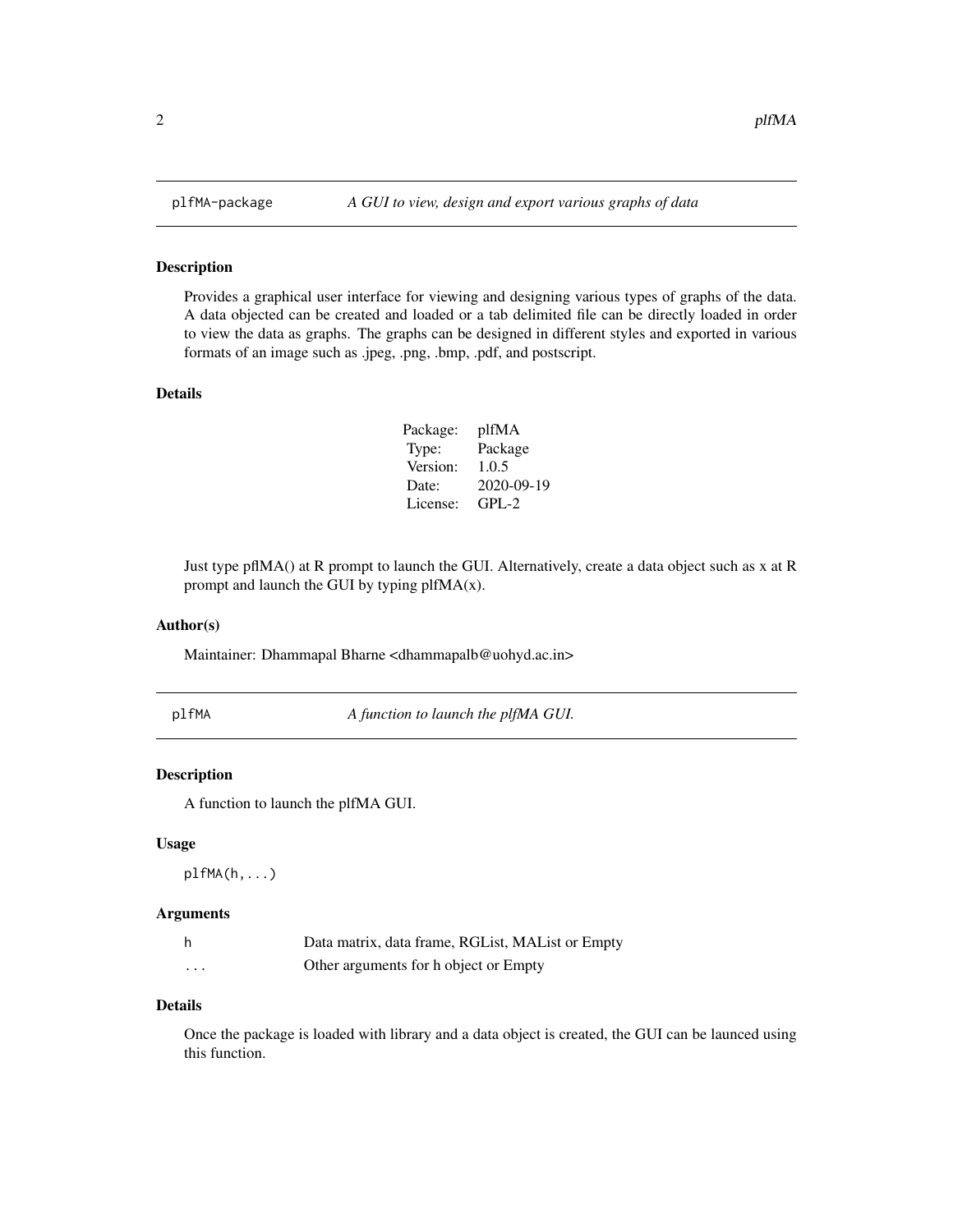## plfMA-package — *A GUI to view, design and export various graphs of data*

### Description

Provides a graphical user interface for viewing and designing various types of graphs of the data. A data objected can be created and loaded or a tab delimited file can be directly loaded in order to view the data as graphs. The graphs can be designed in different styles and exported in various formats of an image such as .jpeg, .png, .bmp, .pdf, and postscript.

### Details

| | |
|---|---|
| Package: | plfMA |
| Type: | Package |
| Version: | 1.0.5 |
| Date: | 2020-09-19 |
| License: | GPL-2 |

Just type pflMA() at R prompt to launch the GUI. Alternatively, create a data object such as x at R prompt and launch the GUI by typing plfMA(x).

### Author(s)

Maintainer: Dhammapal Bharne <dhammapalb@uohyd.ac.in>

## plfMA — *A function to launch the plfMA GUI.*

### Description

A function to launch the plfMA GUI.

### Usage

```
plfMA(h,...)
```

### Arguments

| | |
|---|---|
| h | Data matrix, data frame, RGList, MAList or Empty |
| ... | Other arguments for h object or Empty |

### Details

Once the package is loaded with library and a data object is created, the GUI can be launced using this function.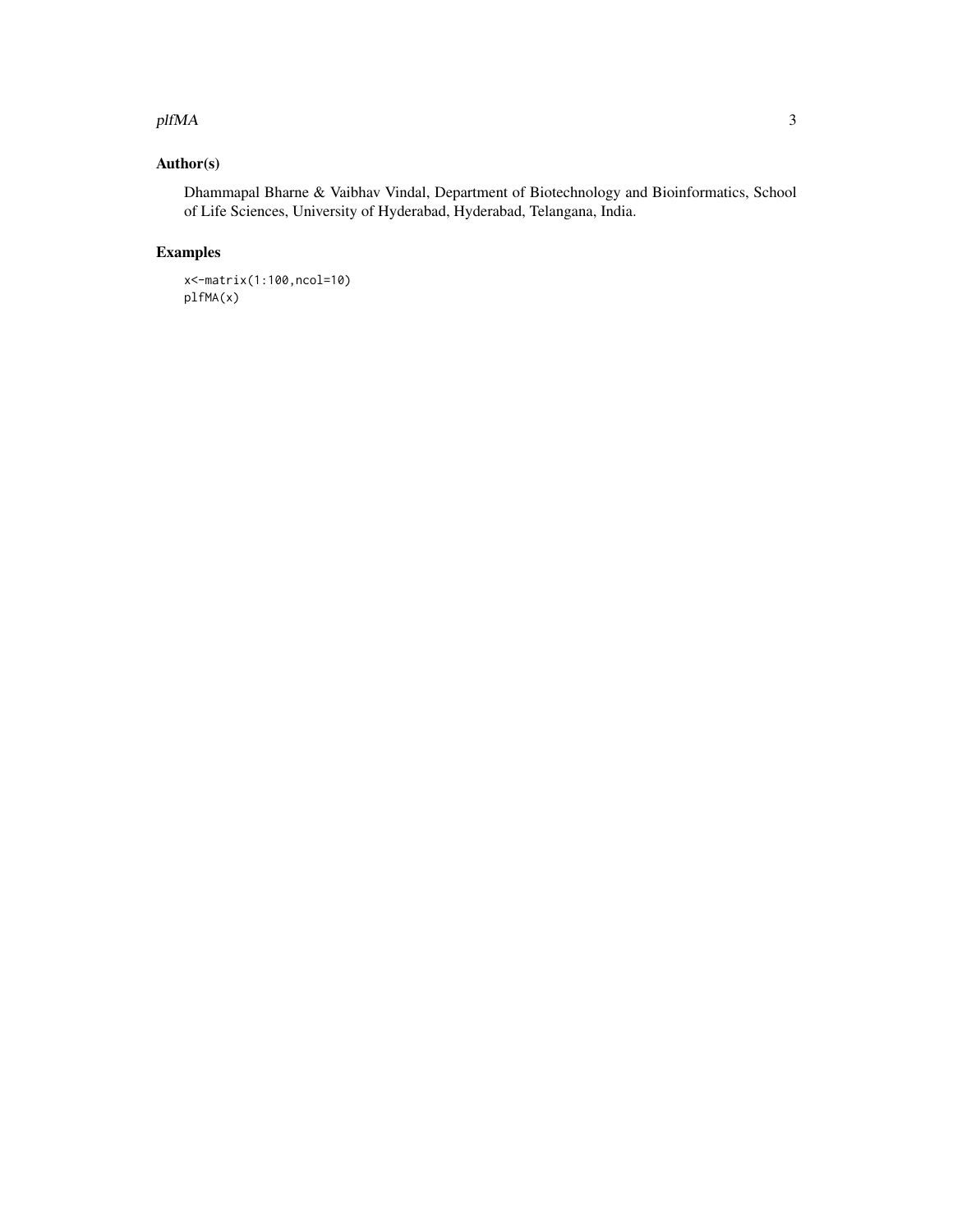## Author(s)

Dhammapal Bharne & Vaibhav Vindal, Department of Biotechnology and Bioinformatics, School of Life Sciences, University of Hyderabad, Hyderabad, Telangana, India.

## Examples

```
x<-matrix(1:100,ncol=10)
plfMA(x)
```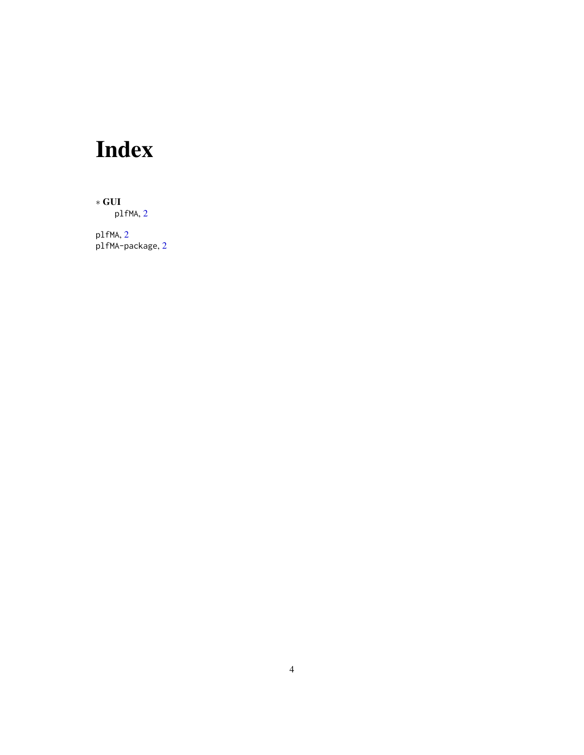# Index

* **GUI**
    plfMA, 2

plfMA, 2
plfMA-package, 2